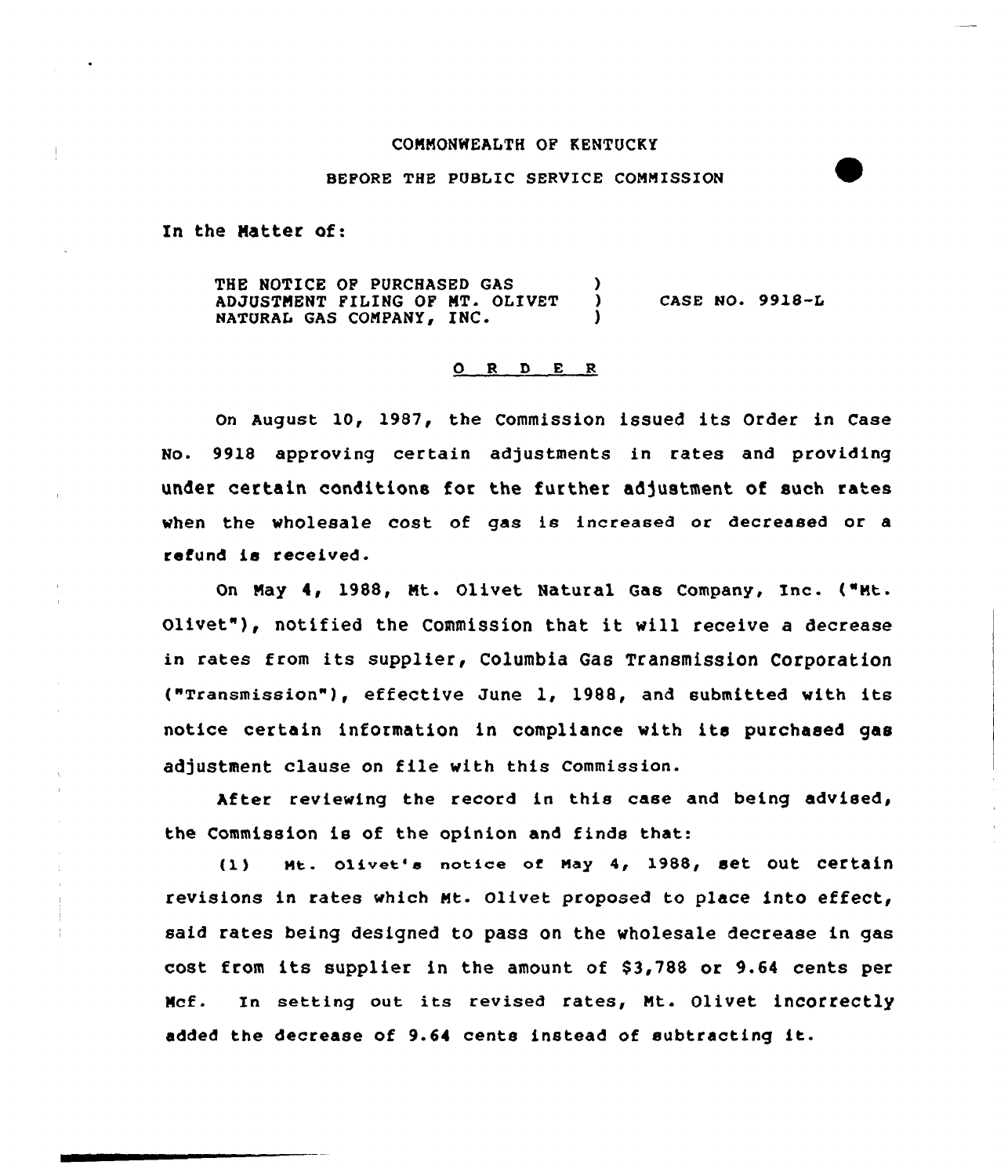COMMONWEALTH OF KENTUCKY

BEFORE THE PUBLIC SERVICE COMMISSION

In the Matter of:

| | | |
|---|---|---|
| THE NOTICE OF PURCHASED GAS ADJUSTMENT FILING OF MT. OLIVET NATURAL GAS COMPANY, INC. | ) ) ) | CASE NO. 9918-L |

## O R D E R

On August 10, 1987, the Commission issued its Order in Case No. 9918 approving certain adjustments in rates and providing under certain conditions for the further adjustment of such rates when the wholesale cost of gas is increased or decreased or a refund is received.

On May 4, 1988, Mt. Olivet Natural Gas Company, Inc. ("Mt. Olivet"), notified the Commission that it will receive a decrease in rates from its supplier, Columbia Gas Transmission Corporation ("Transmission"), effective June 1, 1988, and submitted with its notice certain information in compliance with its purchased gas adjustment clause on file with this Commission.

After reviewing the record in this case and being advised, the Commission is of the opinion and finds that:

(1) Mt. Olivet's notice of May 4, 1988, set out certain revisions in rates which Mt. Olivet proposed to place into effect, said rates being designed to pass on the wholesale decrease in gas cost from its supplier in the amount of $3,788 or 9.64 cents per Mcf. In setting out its revised rates, Mt. Olivet incorrectly added the decrease of 9.64 cents instead of subtracting it.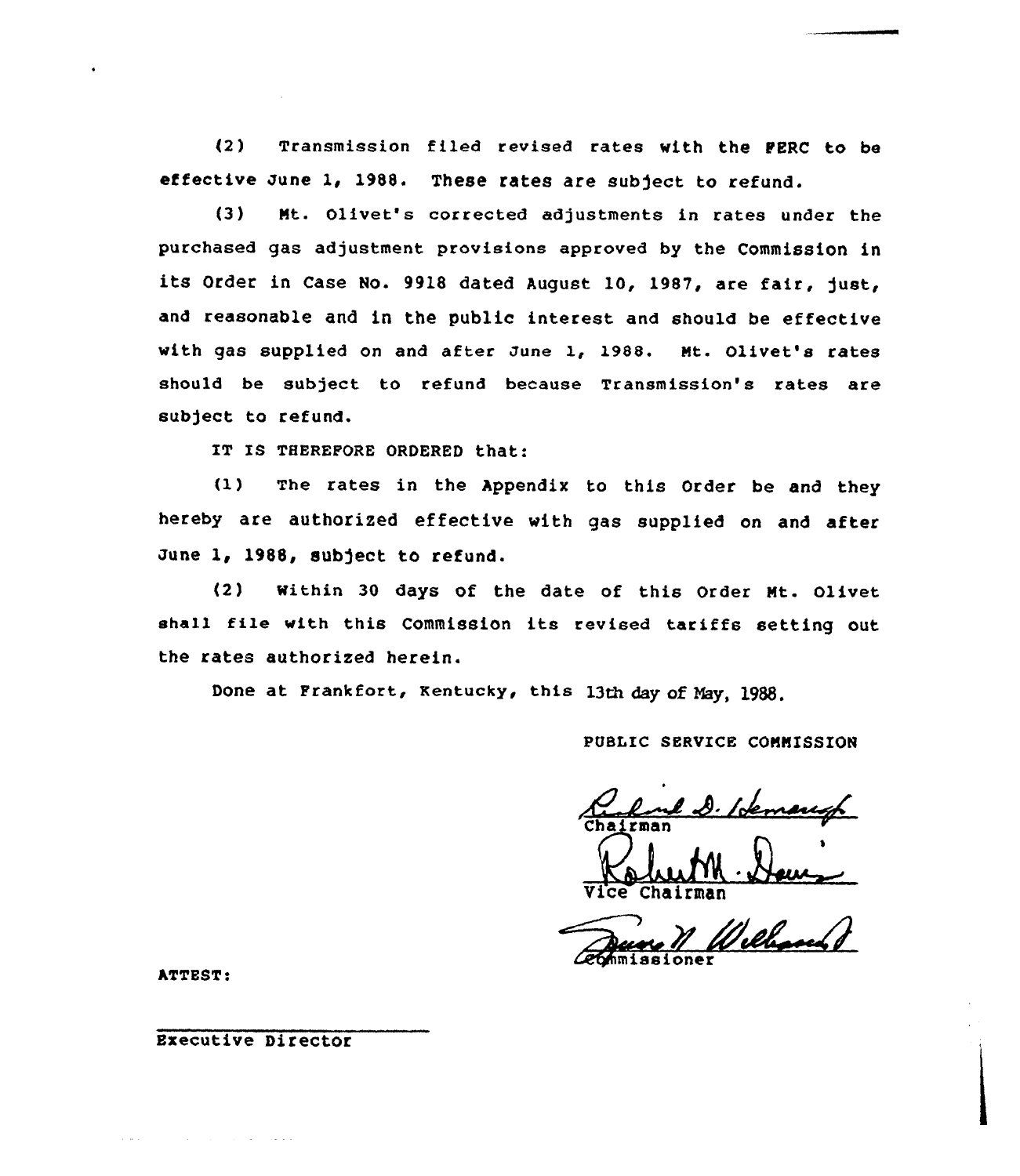(2) Transmission filed revised rates with the FERC to be effective June 1, 1988. These rates are subject to refund.

(3) Mt. Olivet's corrected adjustments in rates under the purchased gas adjustment provisions approved by the Commission in its Order in Case No. 9918 dated August 10, 1987, are fair, just, and reasonable and in the public interest and should be effective with gas supplied on and after June 1, 1988. Mt. Olivet's rates should be subject to refund because Transmission's rates are subject to refund.

IT IS THEREFORE ORDERED that:

(1) The rates in the Appendix to this Order be and they hereby are authorized effective with gas supplied on and after June 1, 1988, subject to refund.

(2) Within 30 days of the date of this Order Mt. Olivet shall file with this Commission its revised tariffs setting out the rates authorized herein.

Done at Frankfort, Kentucky, this 13th day of May, 1988.

PUBLIC SERVICE COMMISSION

Chairman

Vice Chairman

Commissioner

ATTEST:

Executive Director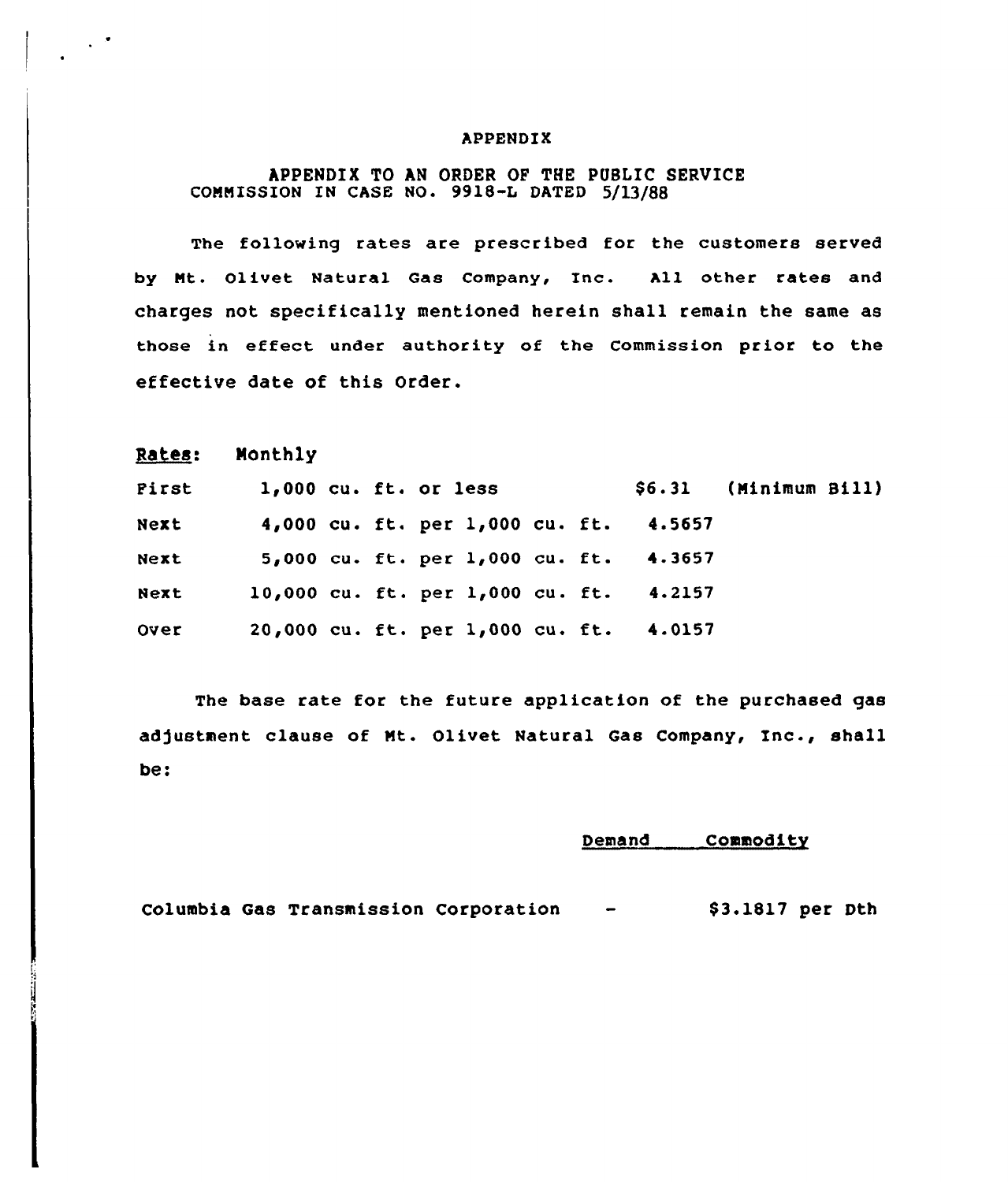APPENDIX

APPENDIX TO AN ORDER OF THE PUBLIC SERVICE COMMISSION IN CASE NO. 9918-L DATED 5/13/88

The following rates are prescribed for the customers served by Mt. Olivet Natural Gas Company, Inc. All other rates and charges not specifically mentioned herein shall remain the same as those in effect under authority of the Commission prior to the effective date of this Order.

**Rates:** Monthly

| | | | |
|---|---|---|---|
| First | 1,000 cu. ft. or less | $6.31 | (Minimum Bill) |
| Next | 4,000 cu. ft. per 1,000 cu. ft. | 4.5657 | |
| Next | 5,000 cu. ft. per 1,000 cu. ft. | 4.3657 | |
| Next | 10,000 cu. ft. per 1,000 cu. ft. | 4.2157 | |
| Over | 20,000 cu. ft. per 1,000 cu. ft. | 4.0157 | |

The base rate for the future application of the purchased gas adjustment clause of Mt. Olivet Natural Gas Company, Inc., shall be:

| | Demand | Commodity |
|---|---|---|
| Columbia Gas Transmission Corporation | - | $3.1817 per Dth |